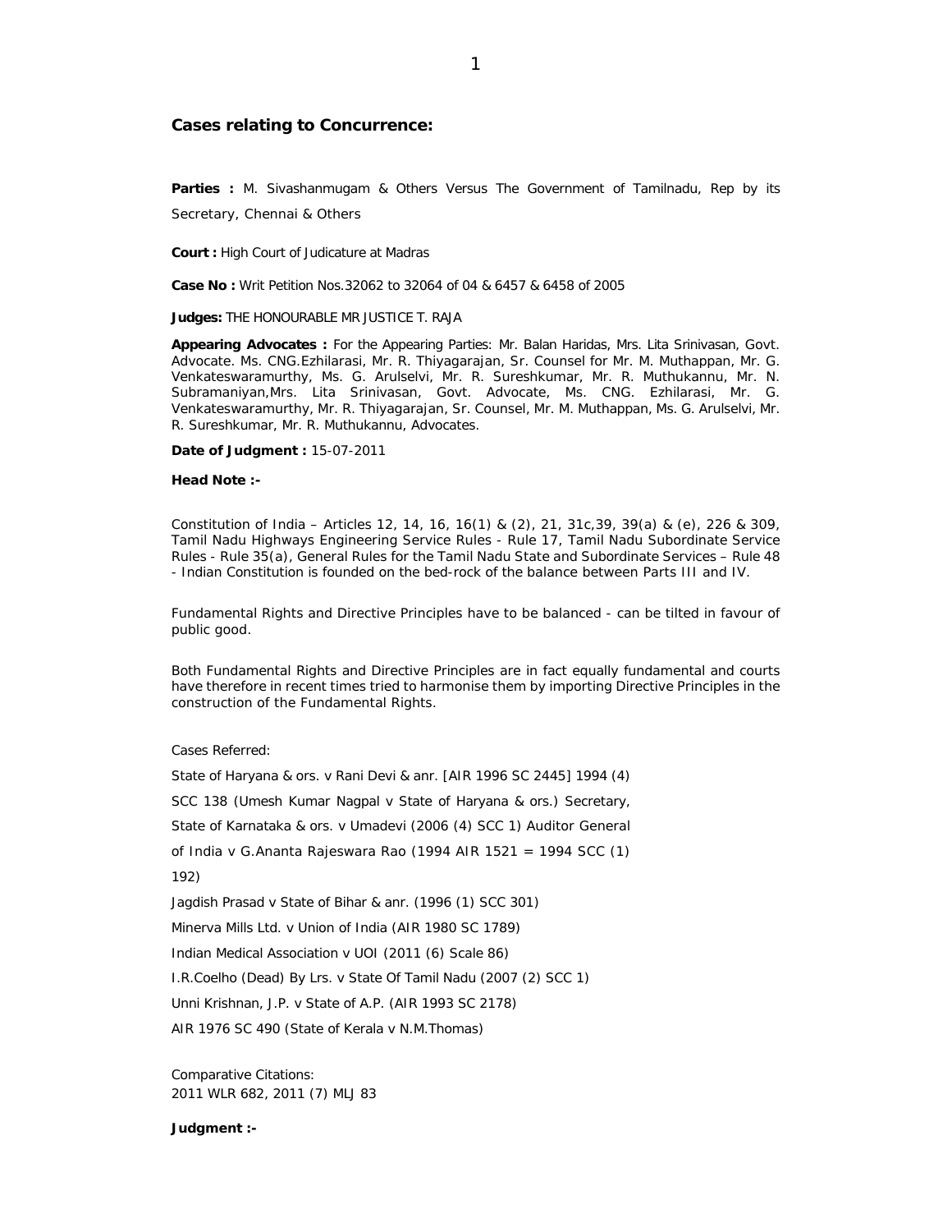### Cases relating to Concurrence:

**Parties :** M. Sivashanmugam & Others Versus The Government of Tamilnadu, Rep by its Secretary, Chennai & Others

**Court :** High Court of Judicature at Madras

**Case No :** Writ Petition Nos.32062 to 32064 of 04 & 6457 & 6458 of 2005

**Judges:** THE HONOURABLE MR JUSTICE T. RAJA

**Appearing Advocates :** For the Appearing Parties: Mr. Balan Haridas, Mrs. Lita Srinivasan, Govt. Advocate. Ms. CNG.Ezhilarasi, Mr. R. Thiyagarajan, Sr. Counsel for Mr. M. Muthappan, Mr. G. Venkateswaramurthy, Ms. G. Arulselvi, Mr. R. Sureshkumar, Mr. R. Muthukannu, Mr. N. Subramaniyan,Mrs. Lita Srinivasan, Govt. Advocate, Ms. CNG. Ezhilarasi, Mr. G. Venkateswaramurthy, Mr. R. Thiyagarajan, Sr. Counsel, Mr. M. Muthappan, Ms. G. Arulselvi, Mr. R. Sureshkumar, Mr. R. Muthukannu, Advocates.

**Date of Judgment :** 15-07-2011

**Head Note :-**

Constitution of India – Articles 12, 14, 16, 16(1) & (2), 21, 31c,39, 39(a) & (e), 226 & 309, Tamil Nadu Highways Engineering Service Rules - Rule 17, Tamil Nadu Subordinate Service Rules - Rule 35(a), General Rules for the Tamil Nadu State and Subordinate Services – Rule 48 - Indian Constitution is founded on the bed-rock of the balance between Parts III and IV.

Fundamental Rights and Directive Principles have to be balanced - can be tilted in favour of public good.

Both Fundamental Rights and Directive Principles are in fact equally fundamental and courts have therefore in recent times tried to harmonise them by importing Directive Principles in the construction of the Fundamental Rights.

Cases Referred:

State of Haryana & ors. v Rani Devi & anr. [AIR 1996 SC 2445] 1994 (4) SCC 138 (Umesh Kumar Nagpal v State of Haryana & ors.) Secretary, State of Karnataka & ors. v Umadevi (2006 (4) SCC 1) Auditor General of India v G.Ananta Rajeswara Rao (1994 AIR 1521 = 1994 SCC (1) 192)

Jagdish Prasad v State of Bihar & anr. (1996 (1) SCC 301)

Minerva Mills Ltd. v Union of India (AIR 1980 SC 1789)

Indian Medical Association v UOI (2011 (6) Scale 86)

I.R.Coelho (Dead) By Lrs. v State Of Tamil Nadu (2007 (2) SCC 1)

Unni Krishnan, J.P. v State of A.P. (AIR 1993 SC 2178)

AIR 1976 SC 490 (State of Kerala v N.M.Thomas)

Comparative Citations:
2011 WLR 682, 2011 (7) MLJ 83

**Judgment :-**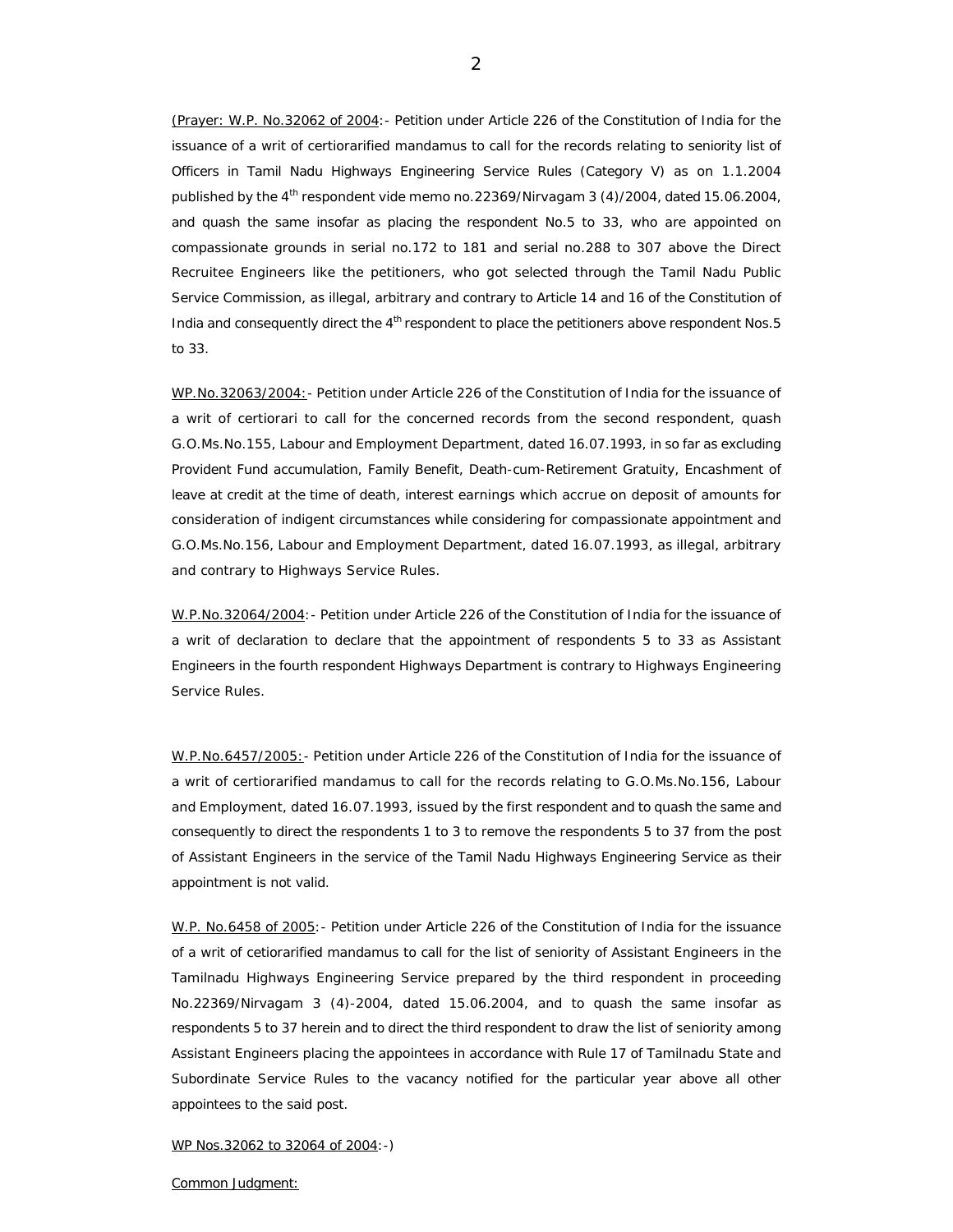(Prayer: W.P. No.32062 of 2004:- Petition under Article 226 of the Constitution of India for the issuance of a writ of certiorarified mandamus to call for the records relating to seniority list of Officers in Tamil Nadu Highways Engineering Service Rules (Category V) as on 1.1.2004 published by the 4th respondent vide memo no.22369/Nirvagam 3 (4)/2004, dated 15.06.2004, and quash the same insofar as placing the respondent No.5 to 33, who are appointed on compassionate grounds in serial no.172 to 181 and serial no.288 to 307 above the Direct Recruitee Engineers like the petitioners, who got selected through the Tamil Nadu Public Service Commission, as illegal, arbitrary and contrary to Article 14 and 16 of the Constitution of India and consequently direct the 4th respondent to place the petitioners above respondent Nos.5 to 33.

WP.No.32063/2004:- Petition under Article 226 of the Constitution of India for the issuance of a writ of certiorari to call for the concerned records from the second respondent, quash G.O.Ms.No.155, Labour and Employment Department, dated 16.07.1993, in so far as excluding Provident Fund accumulation, Family Benefit, Death-cum-Retirement Gratuity, Encashment of leave at credit at the time of death, interest earnings which accrue on deposit of amounts for consideration of indigent circumstances while considering for compassionate appointment and G.O.Ms.No.156, Labour and Employment Department, dated 16.07.1993, as illegal, arbitrary and contrary to Highways Service Rules.

W.P.No.32064/2004:- Petition under Article 226 of the Constitution of India for the issuance of a writ of declaration to declare that the appointment of respondents 5 to 33 as Assistant Engineers in the fourth respondent Highways Department is contrary to Highways Engineering Service Rules.

W.P.No.6457/2005:- Petition under Article 226 of the Constitution of India for the issuance of a writ of certiorarified mandamus to call for the records relating to G.O.Ms.No.156, Labour and Employment, dated 16.07.1993, issued by the first respondent and to quash the same and consequently to direct the respondents 1 to 3 to remove the respondents 5 to 37 from the post of Assistant Engineers in the service of the Tamil Nadu Highways Engineering Service as their appointment is not valid.

W.P. No.6458 of 2005:- Petition under Article 226 of the Constitution of India for the issuance of a writ of cetiorarified mandamus to call for the list of seniority of Assistant Engineers in the Tamilnadu Highways Engineering Service prepared by the third respondent in proceeding No.22369/Nirvagam 3 (4)-2004, dated 15.06.2004, and to quash the same insofar as respondents 5 to 37 herein and to direct the third respondent to draw the list of seniority among Assistant Engineers placing the appointees in accordance with Rule 17 of Tamilnadu State and Subordinate Service Rules to the vacancy notified for the particular year above all other appointees to the said post.

WP Nos.32062 to 32064 of 2004:-)

Common Judgment: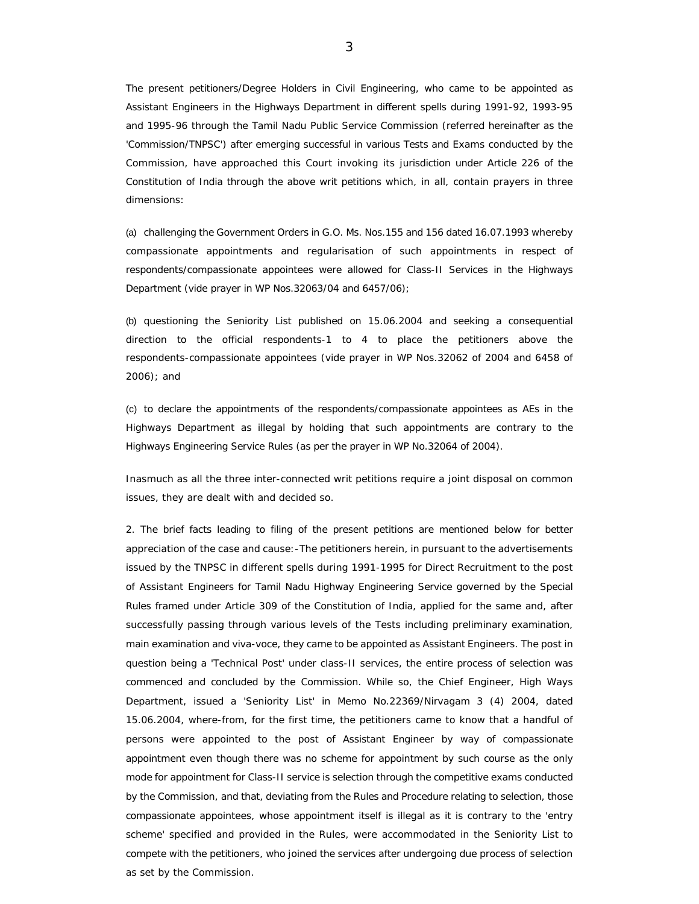The present petitioners/Degree Holders in Civil Engineering, who came to be appointed as Assistant Engineers in the Highways Department in different spells during 1991-92, 1993-95 and 1995-96 through the Tamil Nadu Public Service Commission (referred hereinafter as the 'Commission/TNPSC') after emerging successful in various Tests and Exams conducted by the Commission, have approached this Court invoking its jurisdiction under Article 226 of the Constitution of India through the above writ petitions which, in all, contain prayers in three dimensions:

(a) challenging the Government Orders in G.O. Ms. Nos.155 and 156 dated 16.07.1993 whereby compassionate appointments and regularisation of such appointments in respect of respondents/compassionate appointees were allowed for Class-II Services in the Highways Department (vide prayer in WP Nos.32063/04 and 6457/06);

(b) questioning the Seniority List published on 15.06.2004 and seeking a consequential direction to the official respondents-1 to 4 to place the petitioners above the respondents-compassionate appointees (vide prayer in WP Nos.32062 of 2004 and 6458 of 2006); and

(c) to declare the appointments of the respondents/compassionate appointees as AEs in the Highways Department as illegal by holding that such appointments are contrary to the Highways Engineering Service Rules (as per the prayer in WP No.32064 of 2004).

Inasmuch as all the three inter-connected writ petitions require a joint disposal on common issues, they are dealt with and decided so.

2. The brief facts leading to filing of the present petitions are mentioned below for better appreciation of the case and cause:-The petitioners herein, in pursuant to the advertisements issued by the TNPSC in different spells during 1991-1995 for Direct Recruitment to the post of Assistant Engineers for Tamil Nadu Highway Engineering Service governed by the Special Rules framed under Article 309 of the Constitution of India, applied for the same and, after successfully passing through various levels of the Tests including preliminary examination, main examination and viva-voce, they came to be appointed as Assistant Engineers. The post in question being a 'Technical Post' under class-II services, the entire process of selection was commenced and concluded by the Commission. While so, the Chief Engineer, High Ways Department, issued a 'Seniority List' in Memo No.22369/Nirvagam 3 (4) 2004, dated 15.06.2004, where-from, for the first time, the petitioners came to know that a handful of persons were appointed to the post of Assistant Engineer by way of compassionate appointment even though there was no scheme for appointment by such course as the only mode for appointment for Class-II service is selection through the competitive exams conducted by the Commission, and that, deviating from the Rules and Procedure relating to selection, those compassionate appointees, whose appointment itself is illegal as it is contrary to the 'entry scheme' specified and provided in the Rules, were accommodated in the Seniority List to compete with the petitioners, who joined the services after undergoing due process of selection as set by the Commission.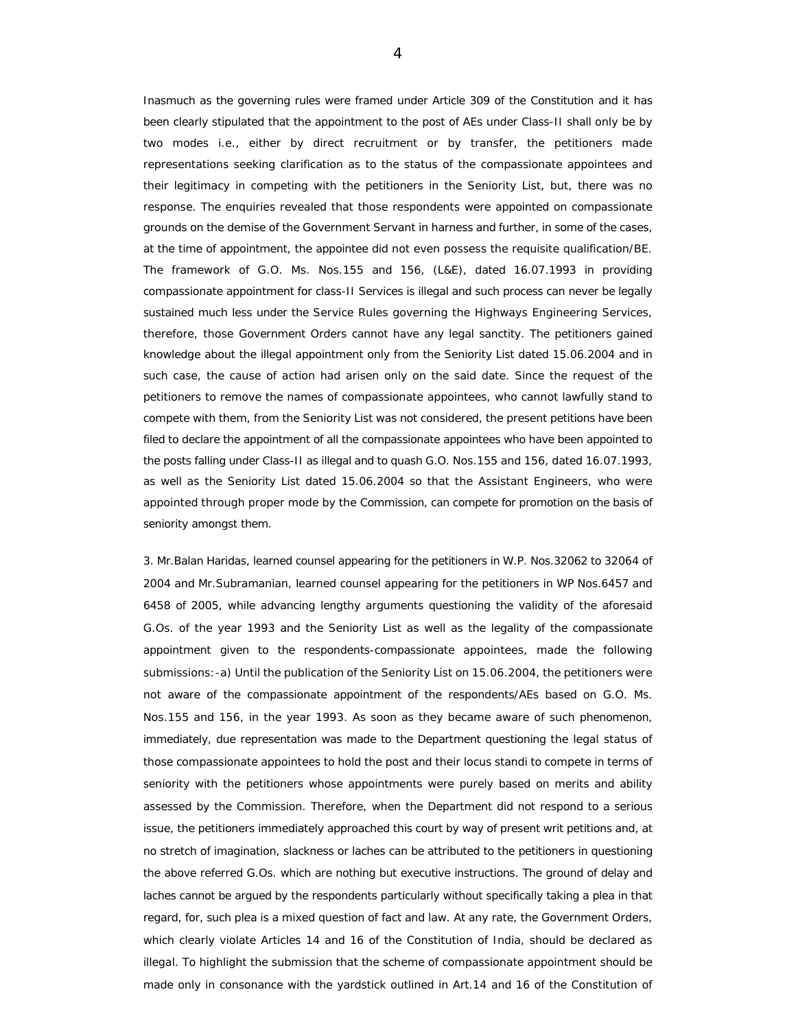Inasmuch as the governing rules were framed under Article 309 of the Constitution and it has been clearly stipulated that the appointment to the post of AEs under Class-II shall only be by two modes i.e., either by direct recruitment or by transfer, the petitioners made representations seeking clarification as to the status of the compassionate appointees and their legitimacy in competing with the petitioners in the Seniority List, but, there was no response. The enquiries revealed that those respondents were appointed on compassionate grounds on the demise of the Government Servant in harness and further, in some of the cases, at the time of appointment, the appointee did not even possess the requisite qualification/BE. The framework of G.O. Ms. Nos.155 and 156, (L&E), dated 16.07.1993 in providing compassionate appointment for class-II Services is illegal and such process can never be legally sustained much less under the Service Rules governing the Highways Engineering Services, therefore, those Government Orders cannot have any legal sanctity. The petitioners gained knowledge about the illegal appointment only from the Seniority List dated 15.06.2004 and in such case, the cause of action had arisen only on the said date. Since the request of the petitioners to remove the names of compassionate appointees, who cannot lawfully stand to compete with them, from the Seniority List was not considered, the present petitions have been filed to declare the appointment of all the compassionate appointees who have been appointed to the posts falling under Class-II as illegal and to quash G.O. Nos.155 and 156, dated 16.07.1993, as well as the Seniority List dated 15.06.2004 so that the Assistant Engineers, who were appointed through proper mode by the Commission, can compete for promotion on the basis of seniority amongst them.

3. Mr.Balan Haridas, learned counsel appearing for the petitioners in W.P. Nos.32062 to 32064 of 2004 and Mr.Subramanian, learned counsel appearing for the petitioners in WP Nos.6457 and 6458 of 2005, while advancing lengthy arguments questioning the validity of the aforesaid G.Os. of the year 1993 and the Seniority List as well as the legality of the compassionate appointment given to the respondents-compassionate appointees, made the following submissions:-a) Until the publication of the Seniority List on 15.06.2004, the petitioners were not aware of the compassionate appointment of the respondents/AEs based on G.O. Ms. Nos.155 and 156, in the year 1993. As soon as they became aware of such phenomenon, immediately, due representation was made to the Department questioning the legal status of those compassionate appointees to hold the post and their locus standi to compete in terms of seniority with the petitioners whose appointments were purely based on merits and ability assessed by the Commission. Therefore, when the Department did not respond to a serious issue, the petitioners immediately approached this court by way of present writ petitions and, at no stretch of imagination, slackness or laches can be attributed to the petitioners in questioning the above referred G.Os. which are nothing but executive instructions. The ground of delay and laches cannot be argued by the respondents particularly without specifically taking a plea in that regard, for, such plea is a mixed question of fact and law. At any rate, the Government Orders, which clearly violate Articles 14 and 16 of the Constitution of India, should be declared as illegal. To highlight the submission that the scheme of compassionate appointment should be made only in consonance with the yardstick outlined in Art.14 and 16 of the Constitution of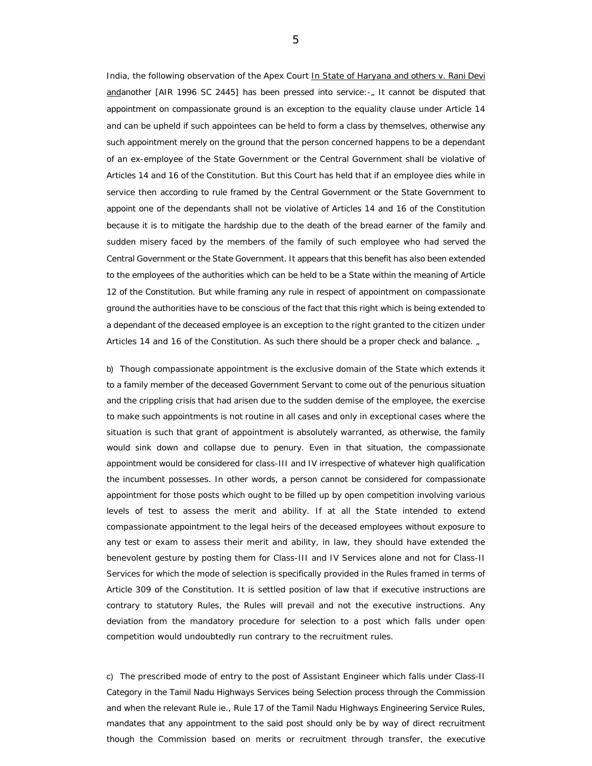India, the following observation of the Apex Court <u>In State of Haryana and others v. Rani Devi and</u>another [AIR 1996 SC 2445] has been pressed into service:-„ It cannot be disputed that appointment on compassionate ground is an exception to the equality clause under Article 14 and can be upheld if such appointees can be held to form a class by themselves, otherwise any such appointment merely on the ground that the person concerned happens to be a dependant of an ex-employee of the State Government or the Central Government shall be violative of Articles 14 and 16 of the Constitution. But this Court has held that if an employee dies while in service then according to rule framed by the Central Government or the State Government to appoint one of the dependants shall not be violative of Articles 14 and 16 of the Constitution because it is to mitigate the hardship due to the death of the bread earner of the family and sudden misery faced by the members of the family of such employee who had served the Central Government or the State Government. It appears that this benefit has also been extended to the employees of the authorities which can be held to be a State within the meaning of Article 12 of the Constitution. But while framing any rule in respect of appointment on compassionate ground the authorities have to be conscious of the fact that this right which is being extended to a dependant of the deceased employee is an exception to the right granted to the citizen under Articles 14 and 16 of the Constitution. As such there should be a proper check and balance. „

b) Though compassionate appointment is the exclusive domain of the State which extends it to a family member of the deceased Government Servant to come out of the penurious situation and the crippling crisis that had arisen due to the sudden demise of the employee, the exercise to make such appointments is not routine in all cases and only in exceptional cases where the situation is such that grant of appointment is absolutely warranted, as otherwise, the family would sink down and collapse due to penury. Even in that situation, the compassionate appointment would be considered for class-III and IV irrespective of whatever high qualification the incumbent possesses. In other words, a person cannot be considered for compassionate appointment for those posts which ought to be filled up by open competition involving various levels of test to assess the merit and ability. If at all the State intended to extend compassionate appointment to the legal heirs of the deceased employees without exposure to any test or exam to assess their merit and ability, in law, they should have extended the benevolent gesture by posting them for Class-III and IV Services alone and not for Class-II Services for which the mode of selection is specifically provided in the Rules framed in terms of Article 309 of the Constitution. It is settled position of law that if executive instructions are contrary to statutory Rules, the Rules will prevail and not the executive instructions. Any deviation from the mandatory procedure for selection to a post which falls under open competition would undoubtedly run contrary to the recruitment rules.

c) The prescribed mode of entry to the post of Assistant Engineer which falls under Class-II Category in the Tamil Nadu Highways Services being Selection process through the Commission and when the relevant Rule ie., Rule 17 of the Tamil Nadu Highways Engineering Service Rules, mandates that any appointment to the said post should only be by way of direct recruitment though the Commission based on merits or recruitment through transfer, the executive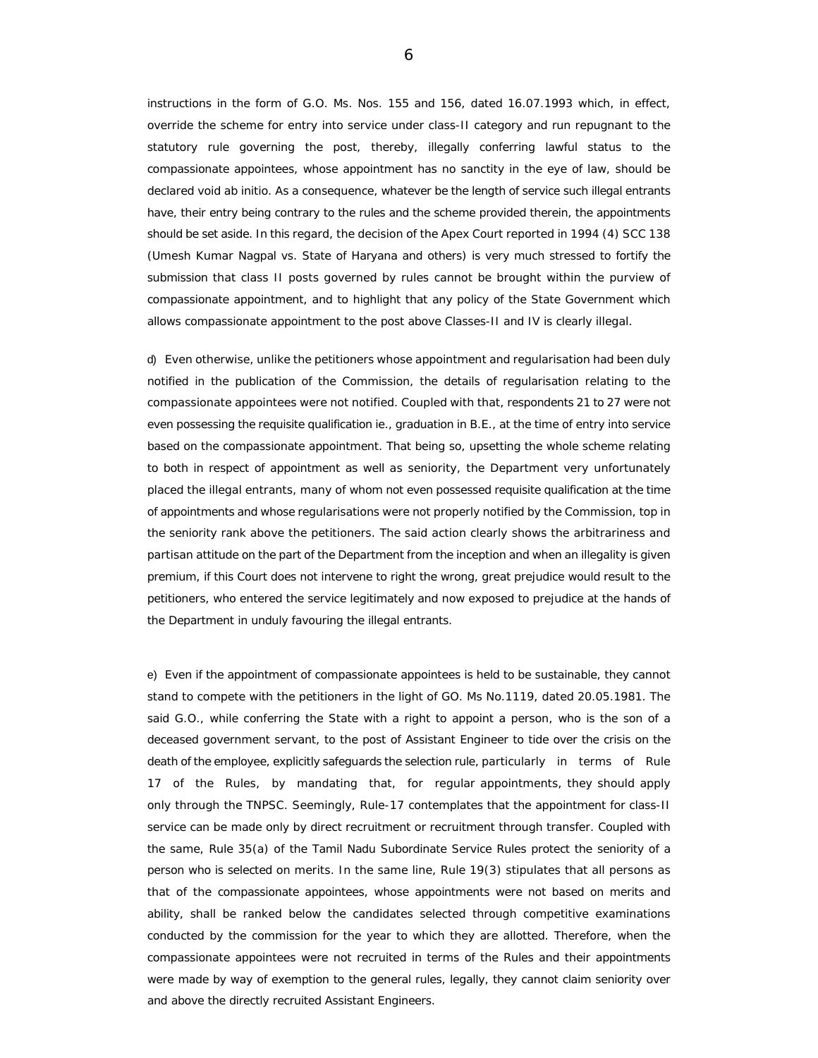instructions in the form of G.O. Ms. Nos. 155 and 156, dated 16.07.1993 which, in effect, override the scheme for entry into service under class-II category and run repugnant to the statutory rule governing the post, thereby, illegally conferring lawful status to the compassionate appointees, whose appointment has no sanctity in the eye of law, should be declared void ab initio. As a consequence, whatever be the length of service such illegal entrants have, their entry being contrary to the rules and the scheme provided therein, the appointments should be set aside. In this regard, the decision of the Apex Court reported in 1994 (4) SCC 138 (Umesh Kumar Nagpal vs. State of Haryana and others) is very much stressed to fortify the submission that class II posts governed by rules cannot be brought within the purview of compassionate appointment, and to highlight that any policy of the State Government which allows compassionate appointment to the post above Classes-II and IV is clearly illegal.

d) Even otherwise, unlike the petitioners whose appointment and regularisation had been duly notified in the publication of the Commission, the details of regularisation relating to the compassionate appointees were not notified. Coupled with that, respondents 21 to 27 were not even possessing the requisite qualification ie., graduation in B.E., at the time of entry into service based on the compassionate appointment. That being so, upsetting the whole scheme relating to both in respect of appointment as well as seniority, the Department very unfortunately placed the illegal entrants, many of whom not even possessed requisite qualification at the time of appointments and whose regularisations were not properly notified by the Commission, top in the seniority rank above the petitioners. The said action clearly shows the arbitrariness and partisan attitude on the part of the Department from the inception and when an illegality is given premium, if this Court does not intervene to right the wrong, great prejudice would result to the petitioners, who entered the service legitimately and now exposed to prejudice at the hands of the Department in unduly favouring the illegal entrants.

e) Even if the appointment of compassionate appointees is held to be sustainable, they cannot stand to compete with the petitioners in the light of GO. Ms No.1119, dated 20.05.1981. The said G.O., while conferring the State with a right to appoint a person, who is the son of a deceased government servant, to the post of Assistant Engineer to tide over the crisis on the death of the employee, explicitly safeguards the selection rule, particularly in terms of Rule 17 of the Rules, by mandating that, for regular appointments, they should apply only through the TNPSC. Seemingly, Rule-17 contemplates that the appointment for class-II service can be made only by direct recruitment or recruitment through transfer. Coupled with the same, Rule 35(a) of the Tamil Nadu Subordinate Service Rules protect the seniority of a person who is selected on merits. In the same line, Rule 19(3) stipulates that all persons as that of the compassionate appointees, whose appointments were not based on merits and ability, shall be ranked below the candidates selected through competitive examinations conducted by the commission for the year to which they are allotted. Therefore, when the compassionate appointees were not recruited in terms of the Rules and their appointments were made by way of exemption to the general rules, legally, they cannot claim seniority over and above the directly recruited Assistant Engineers.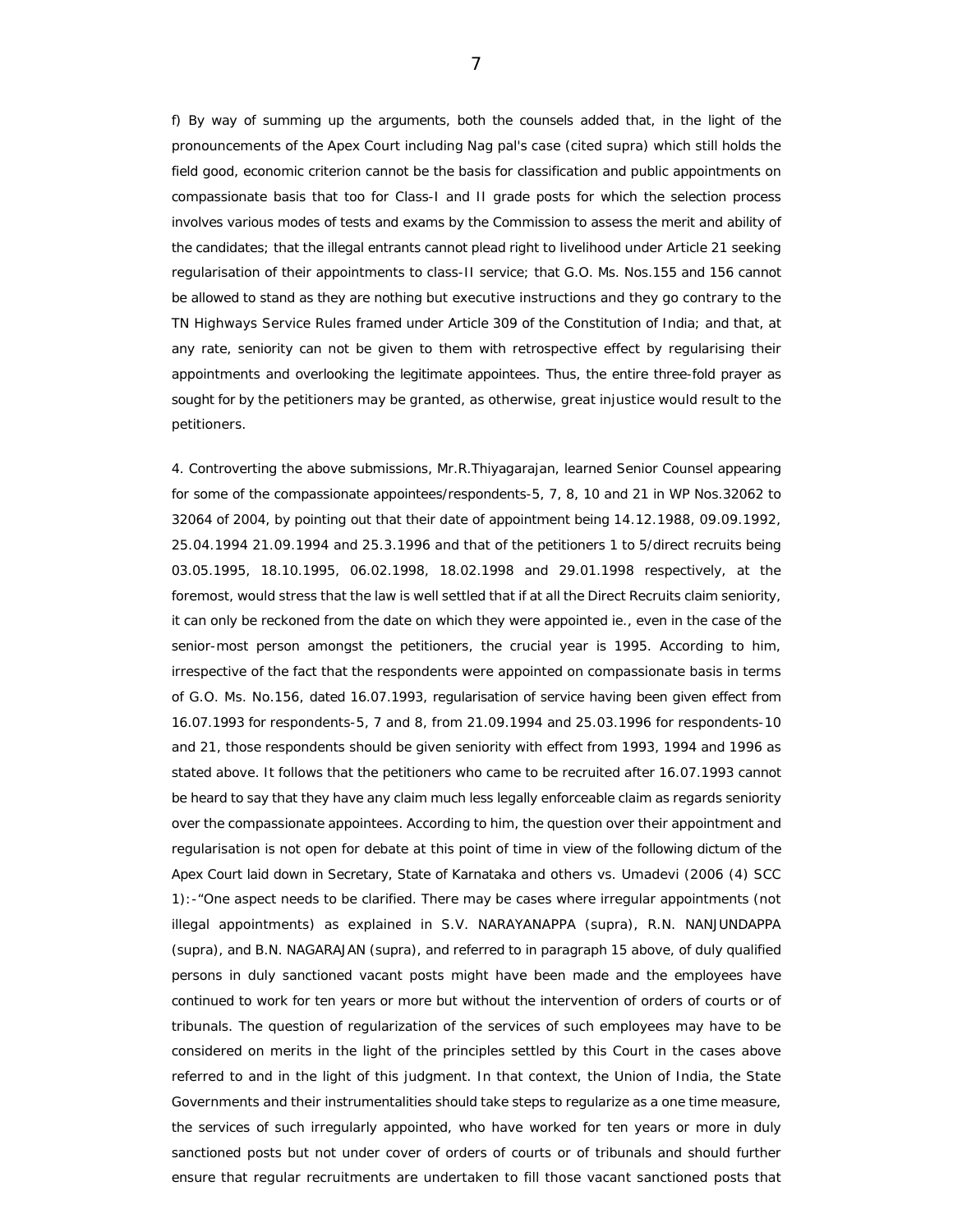f) By way of summing up the arguments, both the counsels added that, in the light of the pronouncements of the Apex Court including Nag pal's case (cited supra) which still holds the field good, economic criterion cannot be the basis for classification and public appointments on compassionate basis that too for Class-I and II grade posts for which the selection process involves various modes of tests and exams by the Commission to assess the merit and ability of the candidates; that the illegal entrants cannot plead right to livelihood under Article 21 seeking regularisation of their appointments to class-II service; that G.O. Ms. Nos.155 and 156 cannot be allowed to stand as they are nothing but executive instructions and they go contrary to the TN Highways Service Rules framed under Article 309 of the Constitution of India; and that, at any rate, seniority can not be given to them with retrospective effect by regularising their appointments and overlooking the legitimate appointees. Thus, the entire three-fold prayer as sought for by the petitioners may be granted, as otherwise, great injustice would result to the petitioners.

4. Controverting the above submissions, Mr.R.Thiyagarajan, learned Senior Counsel appearing for some of the compassionate appointees/respondents-5, 7, 8, 10 and 21 in WP Nos.32062 to 32064 of 2004, by pointing out that their date of appointment being 14.12.1988, 09.09.1992, 25.04.1994 21.09.1994 and 25.3.1996 and that of the petitioners 1 to 5/direct recruits being 03.05.1995, 18.10.1995, 06.02.1998, 18.02.1998 and 29.01.1998 respectively, at the foremost, would stress that the law is well settled that if at all the Direct Recruits claim seniority, it can only be reckoned from the date on which they were appointed ie., even in the case of the senior-most person amongst the petitioners, the crucial year is 1995. According to him, irrespective of the fact that the respondents were appointed on compassionate basis in terms of G.O. Ms. No.156, dated 16.07.1993, regularisation of service having been given effect from 16.07.1993 for respondents-5, 7 and 8, from 21.09.1994 and 25.03.1996 for respondents-10 and 21, those respondents should be given seniority with effect from 1993, 1994 and 1996 as stated above. It follows that the petitioners who came to be recruited after 16.07.1993 cannot be heard to say that they have any claim much less legally enforceable claim as regards seniority over the compassionate appointees. According to him, the question over their appointment and regularisation is not open for debate at this point of time in view of the following dictum of the Apex Court laid down in Secretary, State of Karnataka and others vs. Umadevi (2006 (4) SCC 1):-"One aspect needs to be clarified. There may be cases where irregular appointments (not illegal appointments) as explained in S.V. NARAYANAPPA (supra), R.N. NANJUNDAPPA (supra), and B.N. NAGARAJAN (supra), and referred to in paragraph 15 above, of duly qualified persons in duly sanctioned vacant posts might have been made and the employees have continued to work for ten years or more but without the intervention of orders of courts or of tribunals. The question of regularization of the services of such employees may have to be considered on merits in the light of the principles settled by this Court in the cases above referred to and in the light of this judgment. In that context, the Union of India, the State Governments and their instrumentalities should take steps to regularize as a one time measure, the services of such irregularly appointed, who have worked for ten years or more in duly sanctioned posts but not under cover of orders of courts or of tribunals and should further ensure that regular recruitments are undertaken to fill those vacant sanctioned posts that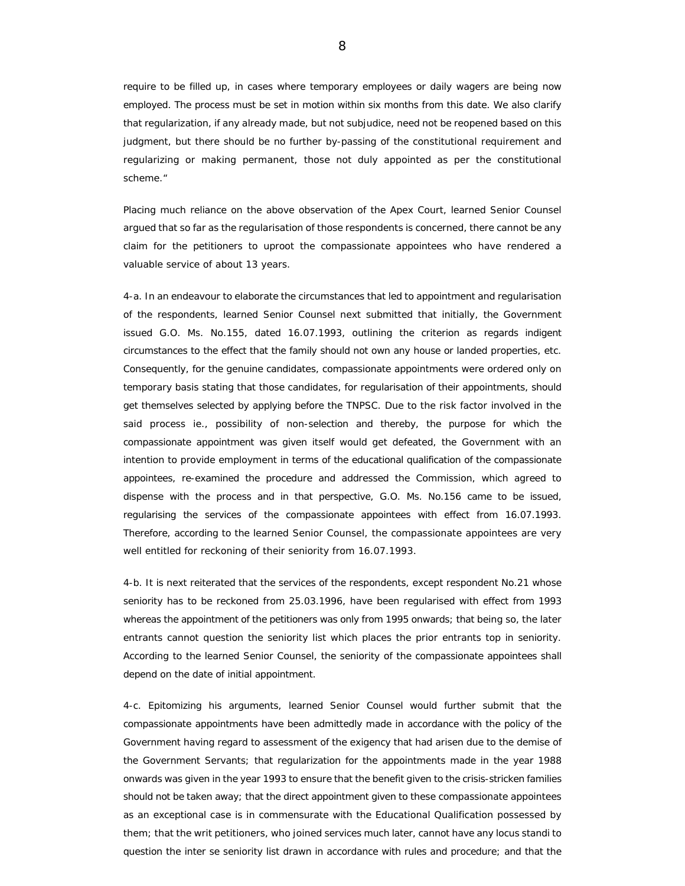require to be filled up, in cases where temporary employees or daily wagers are being now employed. The process must be set in motion within six months from this date. We also clarify that regularization, if any already made, but not subjudice, need not be reopened based on this judgment, but there should be no further by-passing of the constitutional requirement and regularizing or making permanent, those not duly appointed as per the constitutional scheme."

Placing much reliance on the above observation of the Apex Court, learned Senior Counsel argued that so far as the regularisation of those respondents is concerned, there cannot be any claim for the petitioners to uproot the compassionate appointees who have rendered a valuable service of about 13 years.

4-a. In an endeavour to elaborate the circumstances that led to appointment and regularisation of the respondents, learned Senior Counsel next submitted that initially, the Government issued G.O. Ms. No.155, dated 16.07.1993, outlining the criterion as regards indigent circumstances to the effect that the family should not own any house or landed properties, etc. Consequently, for the genuine candidates, compassionate appointments were ordered only on temporary basis stating that those candidates, for regularisation of their appointments, should get themselves selected by applying before the TNPSC. Due to the risk factor involved in the said process ie., possibility of non-selection and thereby, the purpose for which the compassionate appointment was given itself would get defeated, the Government with an intention to provide employment in terms of the educational qualification of the compassionate appointees, re-examined the procedure and addressed the Commission, which agreed to dispense with the process and in that perspective, G.O. Ms. No.156 came to be issued, regularising the services of the compassionate appointees with effect from 16.07.1993. Therefore, according to the learned Senior Counsel, the compassionate appointees are very well entitled for reckoning of their seniority from 16.07.1993.

4-b. It is next reiterated that the services of the respondents, except respondent No.21 whose seniority has to be reckoned from 25.03.1996, have been regularised with effect from 1993 whereas the appointment of the petitioners was only from 1995 onwards; that being so, the later entrants cannot question the seniority list which places the prior entrants top in seniority. According to the learned Senior Counsel, the seniority of the compassionate appointees shall depend on the date of initial appointment.

4-c. Epitomizing his arguments, learned Senior Counsel would further submit that the compassionate appointments have been admittedly made in accordance with the policy of the Government having regard to assessment of the exigency that had arisen due to the demise of the Government Servants; that regularization for the appointments made in the year 1988 onwards was given in the year 1993 to ensure that the benefit given to the crisis-stricken families should not be taken away; that the direct appointment given to these compassionate appointees as an exceptional case is in commensurate with the Educational Qualification possessed by them; that the writ petitioners, who joined services much later, cannot have any locus standi to question the inter se seniority list drawn in accordance with rules and procedure; and that the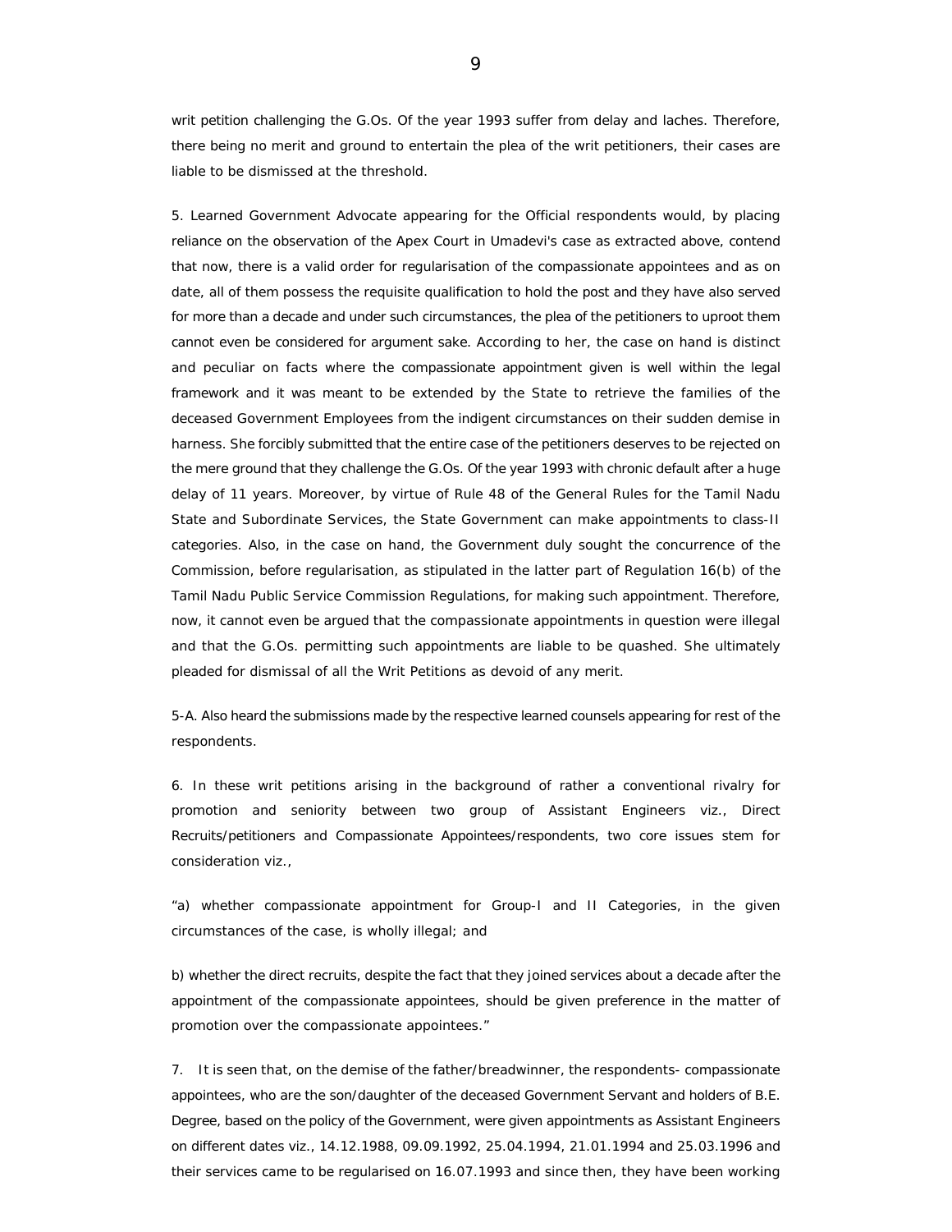writ petition challenging the G.Os. Of the year 1993 suffer from delay and laches. Therefore, there being no merit and ground to entertain the plea of the writ petitioners, their cases are liable to be dismissed at the threshold.

5. Learned Government Advocate appearing for the Official respondents would, by placing reliance on the observation of the Apex Court in Umadevi's case as extracted above, contend that now, there is a valid order for regularisation of the compassionate appointees and as on date, all of them possess the requisite qualification to hold the post and they have also served for more than a decade and under such circumstances, the plea of the petitioners to uproot them cannot even be considered for argument sake. According to her, the case on hand is distinct and peculiar on facts where the compassionate appointment given is well within the legal framework and it was meant to be extended by the State to retrieve the families of the deceased Government Employees from the indigent circumstances on their sudden demise in harness. She forcibly submitted that the entire case of the petitioners deserves to be rejected on the mere ground that they challenge the G.Os. Of the year 1993 with chronic default after a huge delay of 11 years. Moreover, by virtue of Rule 48 of the General Rules for the Tamil Nadu State and Subordinate Services, the State Government can make appointments to class-II categories. Also, in the case on hand, the Government duly sought the concurrence of the Commission, before regularisation, as stipulated in the latter part of Regulation 16(b) of the Tamil Nadu Public Service Commission Regulations, for making such appointment. Therefore, now, it cannot even be argued that the compassionate appointments in question were illegal and that the G.Os. permitting such appointments are liable to be quashed. She ultimately pleaded for dismissal of all the Writ Petitions as devoid of any merit.

5-A. Also heard the submissions made by the respective learned counsels appearing for rest of the respondents.

6. In these writ petitions arising in the background of rather a conventional rivalry for promotion and seniority between two group of Assistant Engineers viz., Direct Recruits/petitioners and Compassionate Appointees/respondents, two core issues stem for consideration viz.,

"a) whether compassionate appointment for Group-I and II Categories, in the given circumstances of the case, is wholly illegal; and

b) whether the direct recruits, despite the fact that they joined services about a decade after the appointment of the compassionate appointees, should be given preference in the matter of promotion over the compassionate appointees."

7. It is seen that, on the demise of the father/breadwinner, the respondents- compassionate appointees, who are the son/daughter of the deceased Government Servant and holders of B.E. Degree, based on the policy of the Government, were given appointments as Assistant Engineers on different dates viz., 14.12.1988, 09.09.1992, 25.04.1994, 21.01.1994 and 25.03.1996 and their services came to be regularised on 16.07.1993 and since then, they have been working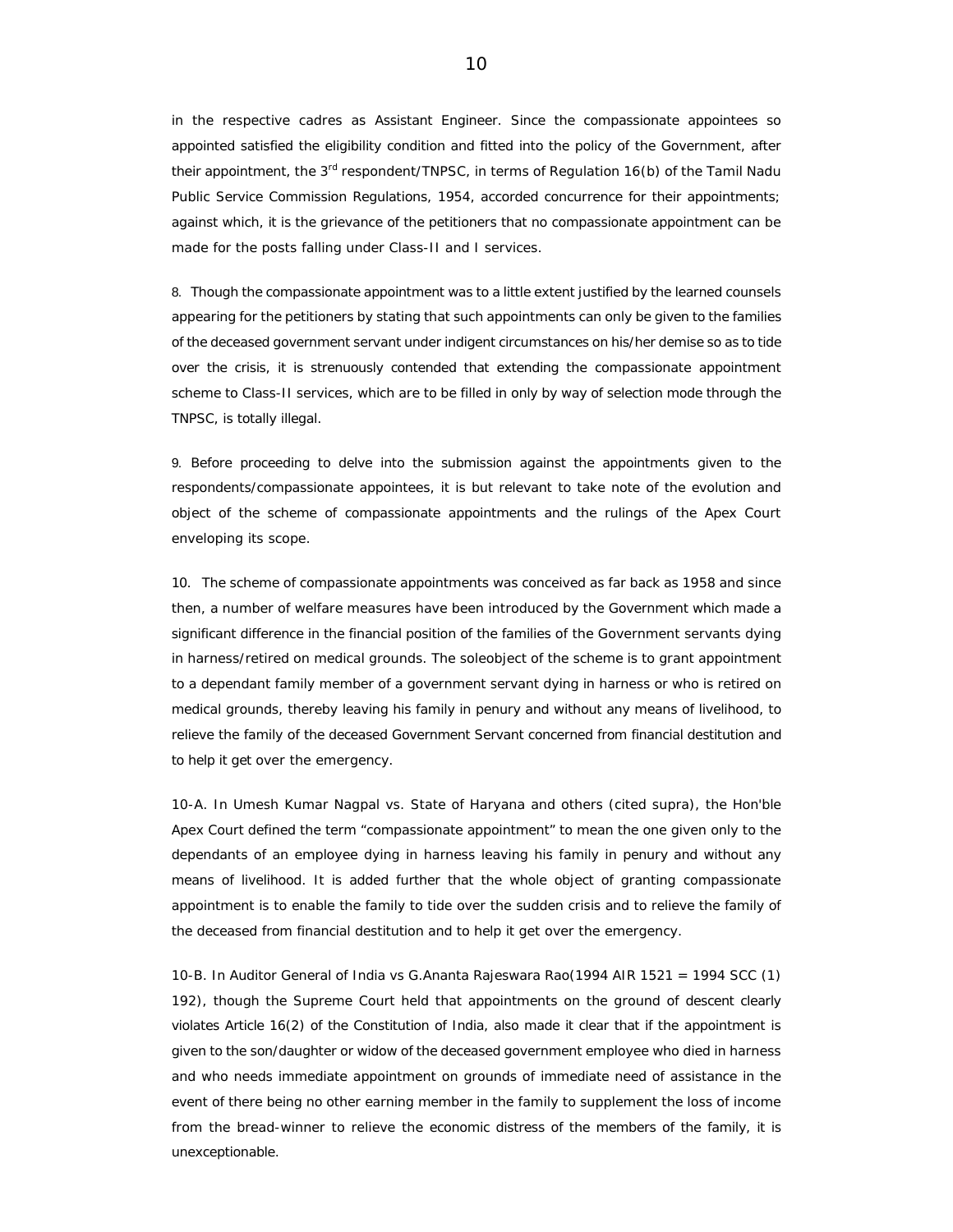in the respective cadres as Assistant Engineer. Since the compassionate appointees so appointed satisfied the eligibility condition and fitted into the policy of the Government, after their appointment, the 3rd respondent/TNPSC, in terms of Regulation 16(b) of the Tamil Nadu Public Service Commission Regulations, 1954, accorded concurrence for their appointments; against which, it is the grievance of the petitioners that no compassionate appointment can be made for the posts falling under Class-II and I services.

8. Though the compassionate appointment was to a little extent justified by the learned counsels appearing for the petitioners by stating that such appointments can only be given to the families of the deceased government servant under indigent circumstances on his/her demise so as to tide over the crisis, it is strenuously contended that extending the compassionate appointment scheme to Class-II services, which are to be filled in only by way of selection mode through the TNPSC, is totally illegal.

9. Before proceeding to delve into the submission against the appointments given to the respondents/compassionate appointees, it is but relevant to take note of the evolution and object of the scheme of compassionate appointments and the rulings of the Apex Court enveloping its scope.

10. The scheme of compassionate appointments was conceived as far back as 1958 and since then, a number of welfare measures have been introduced by the Government which made a significant difference in the financial position of the families of the Government servants dying in harness/retired on medical grounds. The soleobject of the scheme is to grant appointment to a dependant family member of a government servant dying in harness or who is retired on medical grounds, thereby leaving his family in penury and without any means of livelihood, to relieve the family of the deceased Government Servant concerned from financial destitution and to help it get over the emergency.

10-A. In Umesh Kumar Nagpal vs. State of Haryana and others (cited supra), the Hon'ble Apex Court defined the term "compassionate appointment" to mean the one given only to the dependants of an employee dying in harness leaving his family in penury and without any means of livelihood. It is added further that the whole object of granting compassionate appointment is to enable the family to tide over the sudden crisis and to relieve the family of the deceased from financial destitution and to help it get over the emergency.

10-B. In Auditor General of India vs G.Ananta Rajeswara Rao(1994 AIR 1521 = 1994 SCC (1) 192), though the Supreme Court held that appointments on the ground of descent clearly violates Article 16(2) of the Constitution of India, also made it clear that if the appointment is given to the son/daughter or widow of the deceased government employee who died in harness and who needs immediate appointment on grounds of immediate need of assistance in the event of there being no other earning member in the family to supplement the loss of income from the bread-winner to relieve the economic distress of the members of the family, it is unexceptionable.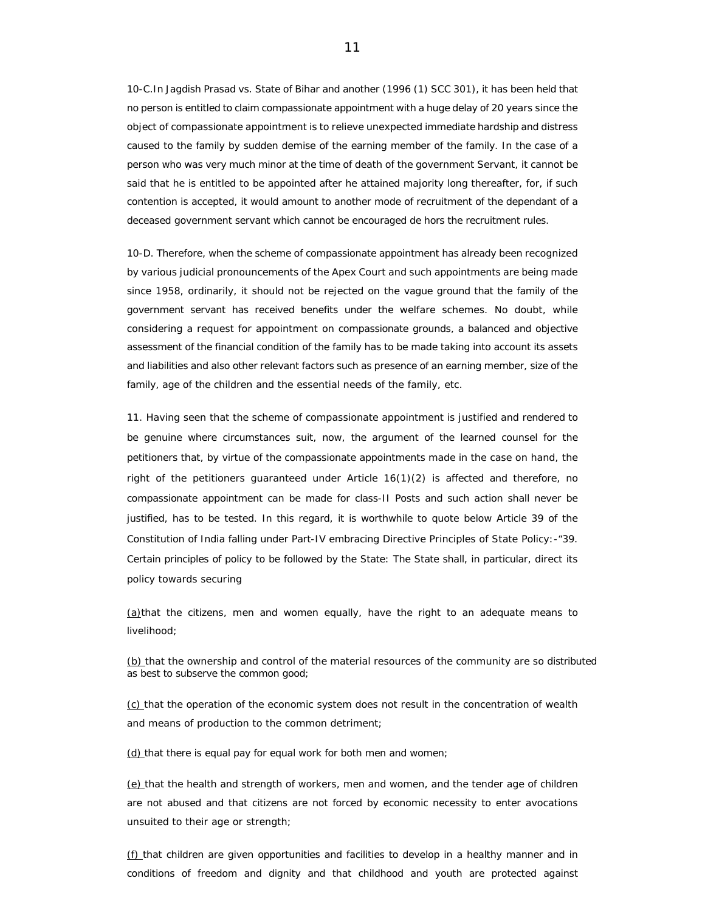10-C.In Jagdish Prasad vs. State of Bihar and another (1996 (1) SCC 301), it has been held that no person is entitled to claim compassionate appointment with a huge delay of 20 years since the object of compassionate appointment is to relieve unexpected immediate hardship and distress caused to the family by sudden demise of the earning member of the family. In the case of a person who was very much minor at the time of death of the government Servant, it cannot be said that he is entitled to be appointed after he attained majority long thereafter, for, if such contention is accepted, it would amount to another mode of recruitment of the dependant of a deceased government servant which cannot be encouraged de hors the recruitment rules.

10-D. Therefore, when the scheme of compassionate appointment has already been recognized by various judicial pronouncements of the Apex Court and such appointments are being made since 1958, ordinarily, it should not be rejected on the vague ground that the family of the government servant has received benefits under the welfare schemes. No doubt, while considering a request for appointment on compassionate grounds, a balanced and objective assessment of the financial condition of the family has to be made taking into account its assets and liabilities and also other relevant factors such as presence of an earning member, size of the family, age of the children and the essential needs of the family, etc.

11. Having seen that the scheme of compassionate appointment is justified and rendered to be genuine where circumstances suit, now, the argument of the learned counsel for the petitioners that, by virtue of the compassionate appointments made in the case on hand, the right of the petitioners guaranteed under Article 16(1)(2) is affected and therefore, no compassionate appointment can be made for class-II Posts and such action shall never be justified, has to be tested. In this regard, it is worthwhile to quote below Article 39 of the Constitution of India falling under Part-IV embracing Directive Principles of State Policy:-"39. Certain principles of policy to be followed by the State: The State shall, in particular, direct its policy towards securing

(a)that the citizens, men and women equally, have the right to an adequate means to livelihood;

(b) that the ownership and control of the material resources of the community are so distributed as best to subserve the common good;

(c) that the operation of the economic system does not result in the concentration of wealth and means of production to the common detriment;

(d) that there is equal pay for equal work for both men and women;

(e) that the health and strength of workers, men and women, and the tender age of children are not abused and that citizens are not forced by economic necessity to enter avocations unsuited to their age or strength;

(f) that children are given opportunities and facilities to develop in a healthy manner and in conditions of freedom and dignity and that childhood and youth are protected against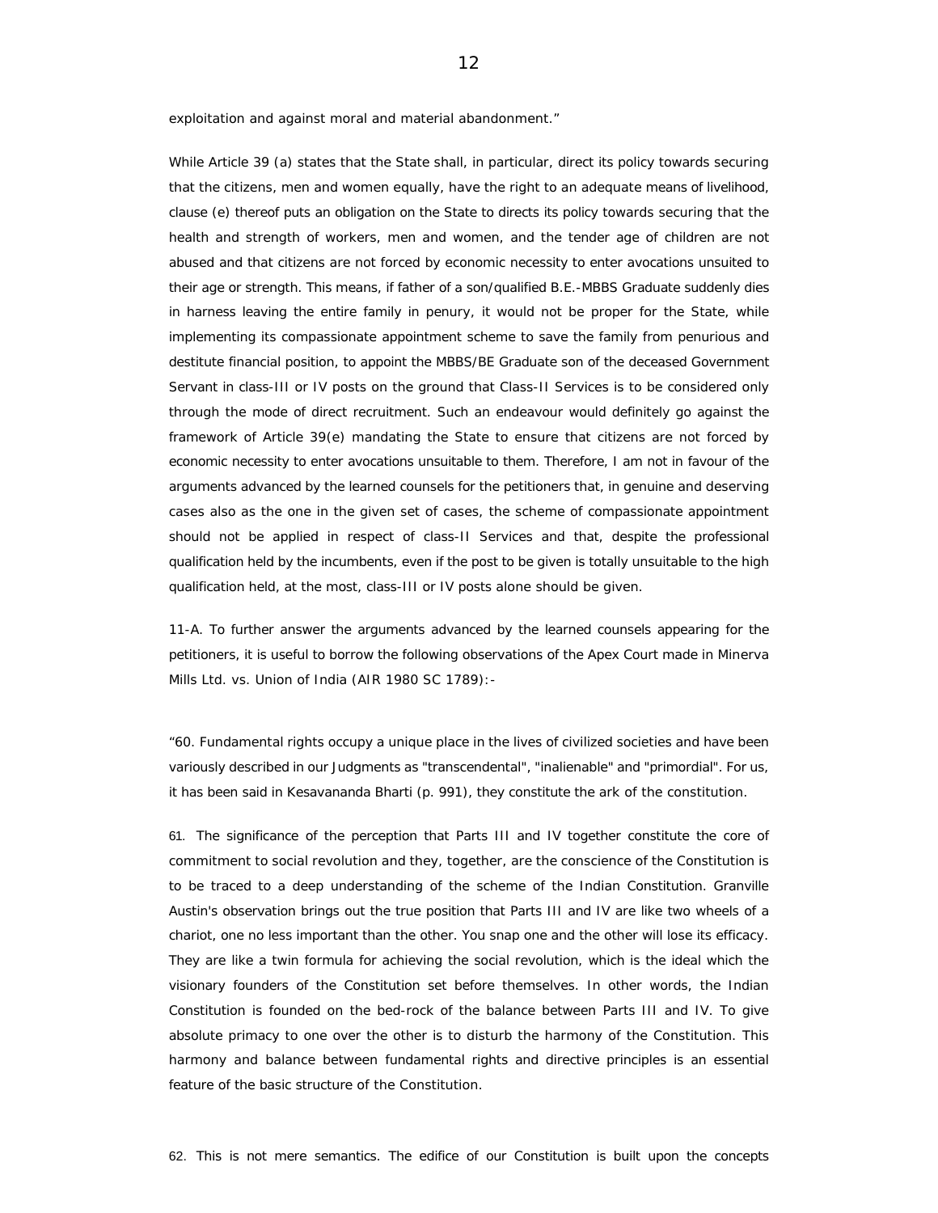exploitation and against moral and material abandonment."

While Article 39 (a) states that the State shall, in particular, direct its policy towards securing that the citizens, men and women equally, have the right to an adequate means of livelihood, clause (e) thereof puts an obligation on the State to directs its policy towards securing that the health and strength of workers, men and women, and the tender age of children are not abused and that citizens are not forced by economic necessity to enter avocations unsuited to their age or strength. This means, if father of a son/qualified B.E.-MBBS Graduate suddenly dies in harness leaving the entire family in penury, it would not be proper for the State, while implementing its compassionate appointment scheme to save the family from penurious and destitute financial position, to appoint the MBBS/BE Graduate son of the deceased Government Servant in class-III or IV posts on the ground that Class-II Services is to be considered only through the mode of direct recruitment. Such an endeavour would definitely go against the framework of Article 39(e) mandating the State to ensure that citizens are not forced by economic necessity to enter avocations unsuitable to them. Therefore, I am not in favour of the arguments advanced by the learned counsels for the petitioners that, in genuine and deserving cases also as the one in the given set of cases, the scheme of compassionate appointment should not be applied in respect of class-II Services and that, despite the professional qualification held by the incumbents, even if the post to be given is totally unsuitable to the high qualification held, at the most, class-III or IV posts alone should be given.

11-A. To further answer the arguments advanced by the learned counsels appearing for the petitioners, it is useful to borrow the following observations of the Apex Court made in Minerva Mills Ltd. vs. Union of India (AIR 1980 SC 1789):-

"60. Fundamental rights occupy a unique place in the lives of civilized societies and have been variously described in our Judgments as "transcendental", "inalienable" and "primordial". For us, it has been said in Kesavananda Bharti (p. 991), they constitute the ark of the constitution.

61. The significance of the perception that Parts III and IV together constitute the core of commitment to social revolution and they, together, are the conscience of the Constitution is to be traced to a deep understanding of the scheme of the Indian Constitution. Granville Austin's observation brings out the true position that Parts III and IV are like two wheels of a chariot, one no less important than the other. You snap one and the other will lose its efficacy. They are like a twin formula for achieving the social revolution, which is the ideal which the visionary founders of the Constitution set before themselves. In other words, the Indian Constitution is founded on the bed-rock of the balance between Parts III and IV. To give absolute primacy to one over the other is to disturb the harmony of the Constitution. This harmony and balance between fundamental rights and directive principles is an essential feature of the basic structure of the Constitution.

62. This is not mere semantics. The edifice of our Constitution is built upon the concepts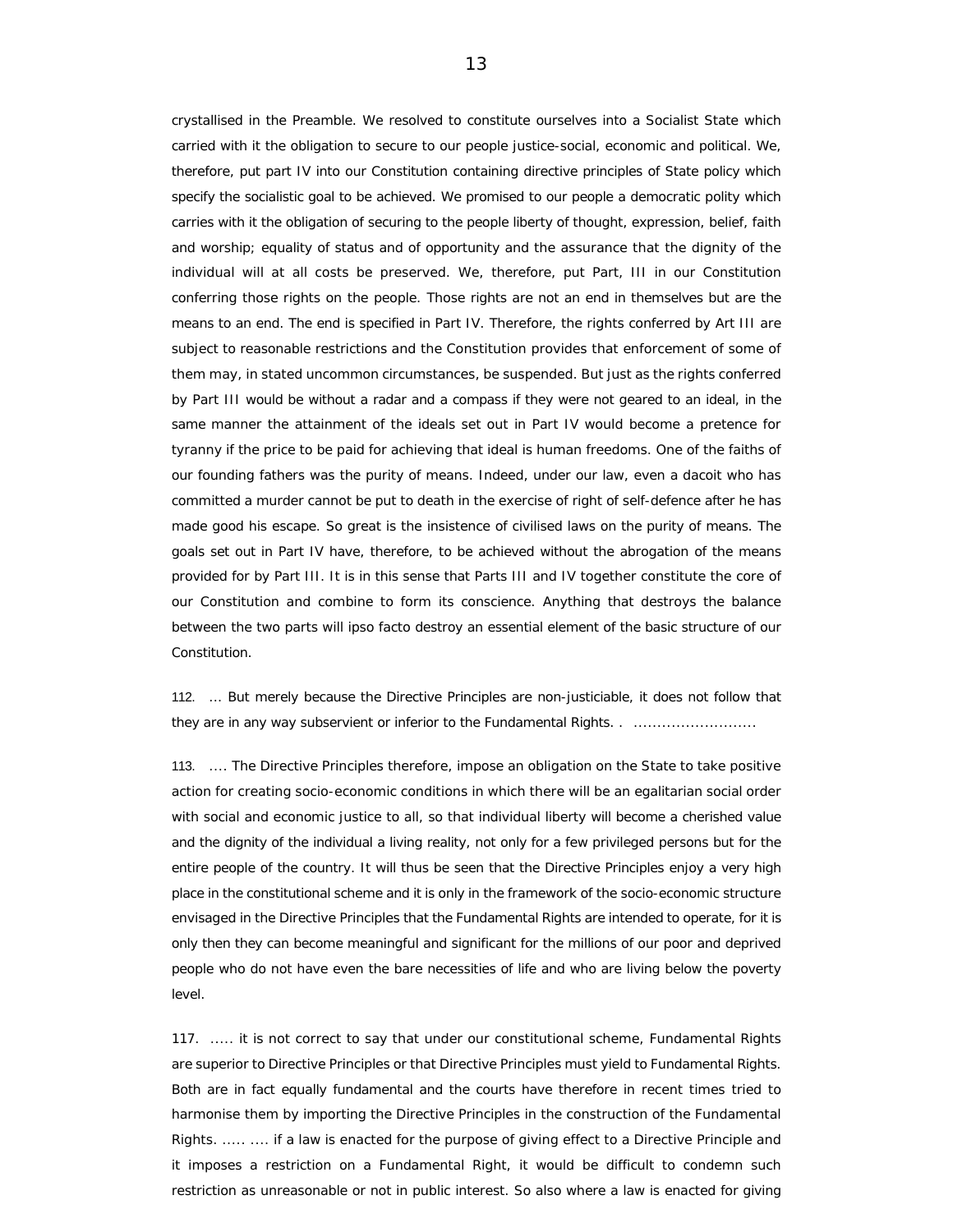crystallised in the Preamble. We resolved to constitute ourselves into a Socialist State which carried with it the obligation to secure to our people justice-social, economic and political. We, therefore, put part IV into our Constitution containing directive principles of State policy which specify the socialistic goal to be achieved. We promised to our people a democratic polity which carries with it the obligation of securing to the people liberty of thought, expression, belief, faith and worship; equality of status and of opportunity and the assurance that the dignity of the individual will at all costs be preserved. We, therefore, put Part, III in our Constitution conferring those rights on the people. Those rights are not an end in themselves but are the means to an end. The end is specified in Part IV. Therefore, the rights conferred by Art III are subject to reasonable restrictions and the Constitution provides that enforcement of some of them may, in stated uncommon circumstances, be suspended. But just as the rights conferred by Part III would be without a radar and a compass if they were not geared to an ideal, in the same manner the attainment of the ideals set out in Part IV would become a pretence for tyranny if the price to be paid for achieving that ideal is human freedoms. One of the faiths of our founding fathers was the purity of means. Indeed, under our law, even a dacoit who has committed a murder cannot be put to death in the exercise of right of self-defence after he has made good his escape. So great is the insistence of civilised laws on the purity of means. The goals set out in Part IV have, therefore, to be achieved without the abrogation of the means provided for by Part III. It is in this sense that Parts III and IV together constitute the core of our Constitution and combine to form its conscience. Anything that destroys the balance between the two parts will ipso facto destroy an essential element of the basic structure of our Constitution.

112. ... But merely because the Directive Principles are non-justiciable, it does not follow that they are in any way subservient or inferior to the Fundamental Rights. . ..........................

113. .... The Directive Principles therefore, impose an obligation on the State to take positive action for creating socio-economic conditions in which there will be an egalitarian social order with social and economic justice to all, so that individual liberty will become a cherished value and the dignity of the individual a living reality, not only for a few privileged persons but for the entire people of the country. It will thus be seen that the Directive Principles enjoy a very high place in the constitutional scheme and it is only in the framework of the socio-economic structure envisaged in the Directive Principles that the Fundamental Rights are intended to operate, for it is only then they can become meaningful and significant for the millions of our poor and deprived people who do not have even the bare necessities of life and who are living below the poverty level.

117. ..... it is not correct to say that under our constitutional scheme, Fundamental Rights are superior to Directive Principles or that Directive Principles must yield to Fundamental Rights. Both are in fact equally fundamental and the courts have therefore in recent times tried to harmonise them by importing the Directive Principles in the construction of the Fundamental Rights. ..... .... if a law is enacted for the purpose of giving effect to a Directive Principle and it imposes a restriction on a Fundamental Right, it would be difficult to condemn such restriction as unreasonable or not in public interest. So also where a law is enacted for giving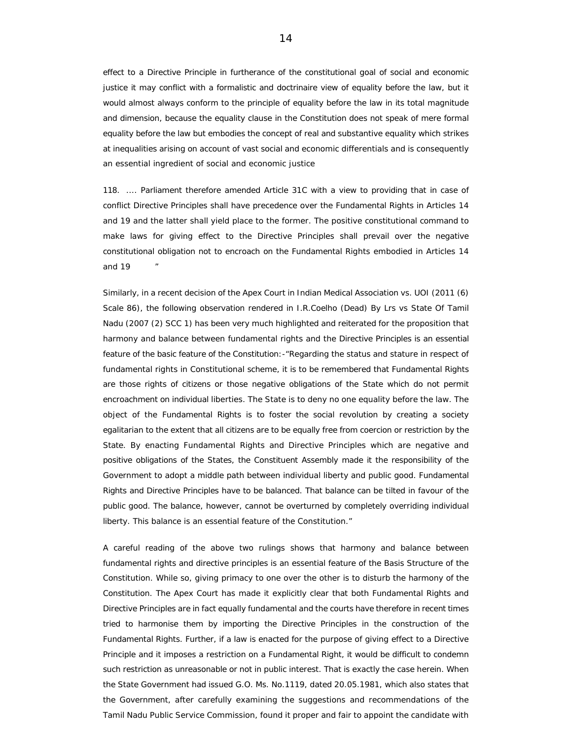effect to a Directive Principle in furtherance of the constitutional goal of social and economic justice it may conflict with a formalistic and doctrinaire view of equality before the law, but it would almost always conform to the principle of equality before the law in its total magnitude and dimension, because the equality clause in the Constitution does not speak of mere formal equality before the law but embodies the concept of real and substantive equality which strikes at inequalities arising on account of vast social and economic differentials and is consequently an essential ingredient of social and economic justice

118. .... Parliament therefore amended Article 31C with a view to providing that in case of conflict Directive Principles shall have precedence over the Fundamental Rights in Articles 14 and 19 and the latter shall yield place to the former. The positive constitutional command to make laws for giving effect to the Directive Principles shall prevail over the negative constitutional obligation not to encroach on the Fundamental Rights embodied in Articles 14 and 19 "

Similarly, in a recent decision of the Apex Court in Indian Medical Association vs. UOI (2011 (6) Scale 86), the following observation rendered in I.R.Coelho (Dead) By Lrs vs State Of Tamil Nadu (2007 (2) SCC 1) has been very much highlighted and reiterated for the proposition that harmony and balance between fundamental rights and the Directive Principles is an essential feature of the basic feature of the Constitution:-"Regarding the status and stature in respect of fundamental rights in Constitutional scheme, it is to be remembered that Fundamental Rights are those rights of citizens or those negative obligations of the State which do not permit encroachment on individual liberties. The State is to deny no one equality before the law. The object of the Fundamental Rights is to foster the social revolution by creating a society egalitarian to the extent that all citizens are to be equally free from coercion or restriction by the State. By enacting Fundamental Rights and Directive Principles which are negative and positive obligations of the States, the Constituent Assembly made it the responsibility of the Government to adopt a middle path between individual liberty and public good. Fundamental Rights and Directive Principles have to be balanced. That balance can be tilted in favour of the public good. The balance, however, cannot be overturned by completely overriding individual liberty. This balance is an essential feature of the Constitution."

A careful reading of the above two rulings shows that harmony and balance between fundamental rights and directive principles is an essential feature of the Basis Structure of the Constitution. While so, giving primacy to one over the other is to disturb the harmony of the Constitution. The Apex Court has made it explicitly clear that both Fundamental Rights and Directive Principles are in fact equally fundamental and the courts have therefore in recent times tried to harmonise them by importing the Directive Principles in the construction of the Fundamental Rights. Further, if a law is enacted for the purpose of giving effect to a Directive Principle and it imposes a restriction on a Fundamental Right, it would be difficult to condemn such restriction as unreasonable or not in public interest. That is exactly the case herein. When the State Government had issued G.O. Ms. No.1119, dated 20.05.1981, which also states that the Government, after carefully examining the suggestions and recommendations of the Tamil Nadu Public Service Commission, found it proper and fair to appoint the candidate with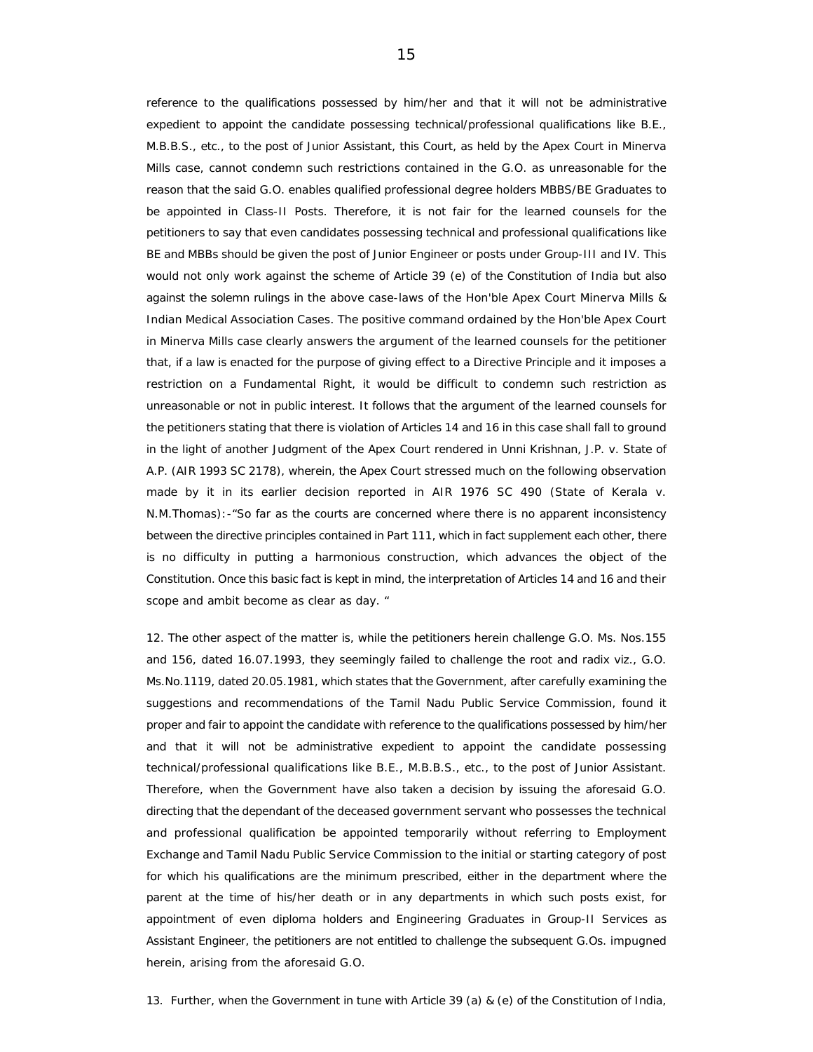reference to the qualifications possessed by him/her and that it will not be administrative expedient to appoint the candidate possessing technical/professional qualifications like B.E., M.B.B.S., etc., to the post of Junior Assistant, this Court, as held by the Apex Court in Minerva Mills case, cannot condemn such restrictions contained in the G.O. as unreasonable for the reason that the said G.O. enables qualified professional degree holders MBBS/BE Graduates to be appointed in Class-II Posts. Therefore, it is not fair for the learned counsels for the petitioners to say that even candidates possessing technical and professional qualifications like BE and MBBs should be given the post of Junior Engineer or posts under Group-III and IV. This would not only work against the scheme of Article 39 (e) of the Constitution of India but also against the solemn rulings in the above case-laws of the Hon'ble Apex Court Minerva Mills & Indian Medical Association Cases. The positive command ordained by the Hon'ble Apex Court in Minerva Mills case clearly answers the argument of the learned counsels for the petitioner that, if a law is enacted for the purpose of giving effect to a Directive Principle and it imposes a restriction on a Fundamental Right, it would be difficult to condemn such restriction as unreasonable or not in public interest. It follows that the argument of the learned counsels for the petitioners stating that there is violation of Articles 14 and 16 in this case shall fall to ground in the light of another Judgment of the Apex Court rendered in Unni Krishnan, J.P. v. State of A.P. (AIR 1993 SC 2178), wherein, the Apex Court stressed much on the following observation made by it in its earlier decision reported in AIR 1976 SC 490 (State of Kerala v. N.M.Thomas):-"So far as the courts are concerned where there is no apparent inconsistency between the directive principles contained in Part 111, which in fact supplement each other, there is no difficulty in putting a harmonious construction, which advances the object of the Constitution. Once this basic fact is kept in mind, the interpretation of Articles 14 and 16 and their scope and ambit become as clear as day. "

12. The other aspect of the matter is, while the petitioners herein challenge G.O. Ms. Nos.155 and 156, dated 16.07.1993, they seemingly failed to challenge the root and radix viz., G.O. Ms.No.1119, dated 20.05.1981, which states that the Government, after carefully examining the suggestions and recommendations of the Tamil Nadu Public Service Commission, found it proper and fair to appoint the candidate with reference to the qualifications possessed by him/her and that it will not be administrative expedient to appoint the candidate possessing technical/professional qualifications like B.E., M.B.B.S., etc., to the post of Junior Assistant. Therefore, when the Government have also taken a decision by issuing the aforesaid G.O. directing that the dependant of the deceased government servant who possesses the technical and professional qualification be appointed temporarily without referring to Employment Exchange and Tamil Nadu Public Service Commission to the initial or starting category of post for which his qualifications are the minimum prescribed, either in the department where the parent at the time of his/her death or in any departments in which such posts exist, for appointment of even diploma holders and Engineering Graduates in Group-II Services as Assistant Engineer, the petitioners are not entitled to challenge the subsequent G.Os. impugned herein, arising from the aforesaid G.O.

13. Further, when the Government in tune with Article 39 (a) & (e) of the Constitution of India,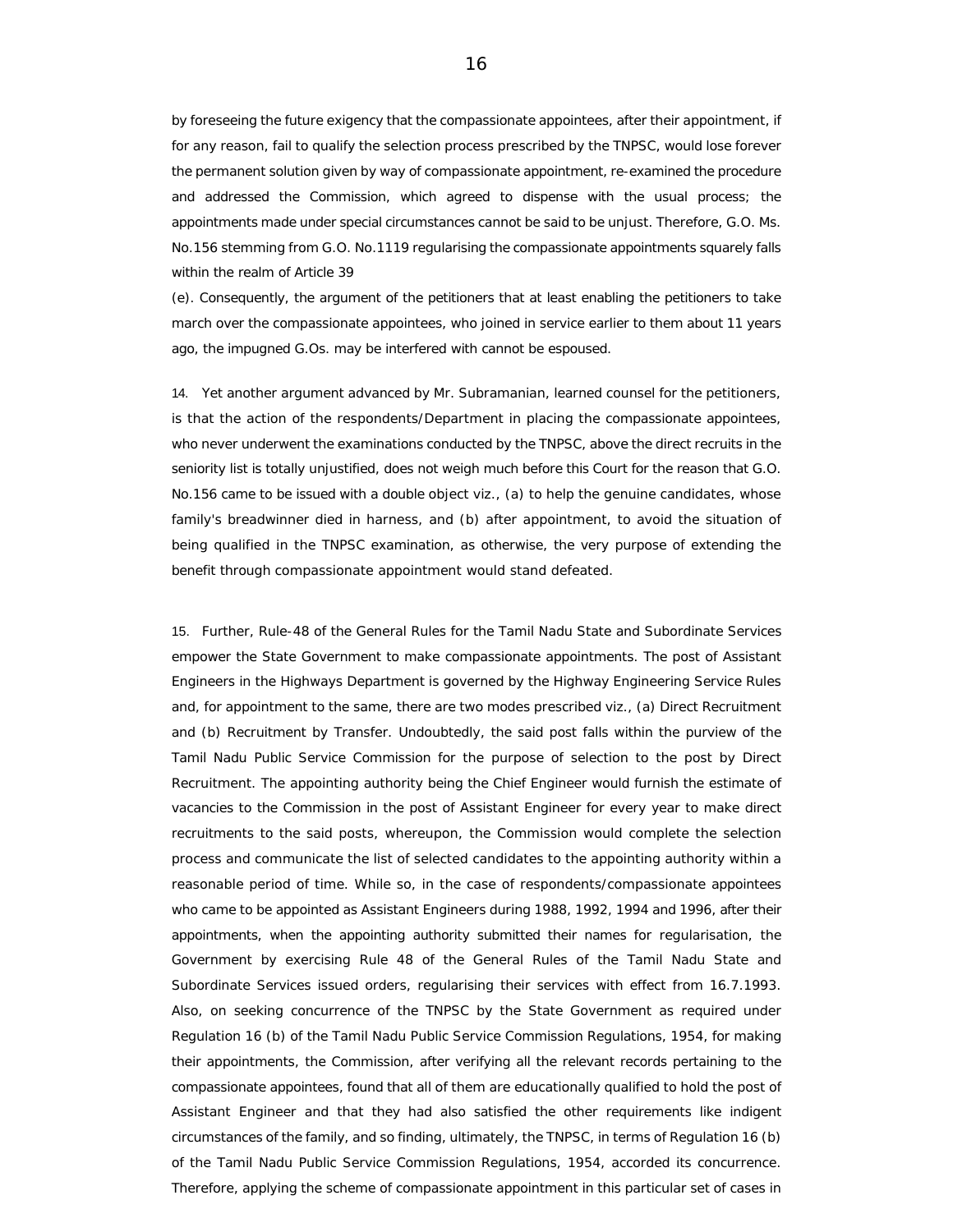by foreseeing the future exigency that the compassionate appointees, after their appointment, if for any reason, fail to qualify the selection process prescribed by the TNPSC, would lose forever the permanent solution given by way of compassionate appointment, re-examined the procedure and addressed the Commission, which agreed to dispense with the usual process; the appointments made under special circumstances cannot be said to be unjust. Therefore, G.O. Ms. No.156 stemming from G.O. No.1119 regularising the compassionate appointments squarely falls within the realm of Article 39 (e). Consequently, the argument of the petitioners that at least enabling the petitioners to take march over the compassionate appointees, who joined in service earlier to them about 11 years ago, the impugned G.Os. may be interfered with cannot be espoused.

14. Yet another argument advanced by Mr. Subramanian, learned counsel for the petitioners, is that the action of the respondents/Department in placing the compassionate appointees, who never underwent the examinations conducted by the TNPSC, above the direct recruits in the seniority list is totally unjustified, does not weigh much before this Court for the reason that G.O. No.156 came to be issued with a double object viz., (a) to help the genuine candidates, whose family's breadwinner died in harness, and (b) after appointment, to avoid the situation of being qualified in the TNPSC examination, as otherwise, the very purpose of extending the benefit through compassionate appointment would stand defeated.

15. Further, Rule-48 of the General Rules for the Tamil Nadu State and Subordinate Services empower the State Government to make compassionate appointments. The post of Assistant Engineers in the Highways Department is governed by the Highway Engineering Service Rules and, for appointment to the same, there are two modes prescribed viz., (a) Direct Recruitment and (b) Recruitment by Transfer. Undoubtedly, the said post falls within the purview of the Tamil Nadu Public Service Commission for the purpose of selection to the post by Direct Recruitment. The appointing authority being the Chief Engineer would furnish the estimate of vacancies to the Commission in the post of Assistant Engineer for every year to make direct recruitments to the said posts, whereupon, the Commission would complete the selection process and communicate the list of selected candidates to the appointing authority within a reasonable period of time. While so, in the case of respondents/compassionate appointees who came to be appointed as Assistant Engineers during 1988, 1992, 1994 and 1996, after their appointments, when the appointing authority submitted their names for regularisation, the Government by exercising Rule 48 of the General Rules of the Tamil Nadu State and Subordinate Services issued orders, regularising their services with effect from 16.7.1993. Also, on seeking concurrence of the TNPSC by the State Government as required under Regulation 16 (b) of the Tamil Nadu Public Service Commission Regulations, 1954, for making their appointments, the Commission, after verifying all the relevant records pertaining to the compassionate appointees, found that all of them are educationally qualified to hold the post of Assistant Engineer and that they had also satisfied the other requirements like indigent circumstances of the family, and so finding, ultimately, the TNPSC, in terms of Regulation 16 (b) of the Tamil Nadu Public Service Commission Regulations, 1954, accorded its concurrence. Therefore, applying the scheme of compassionate appointment in this particular set of cases in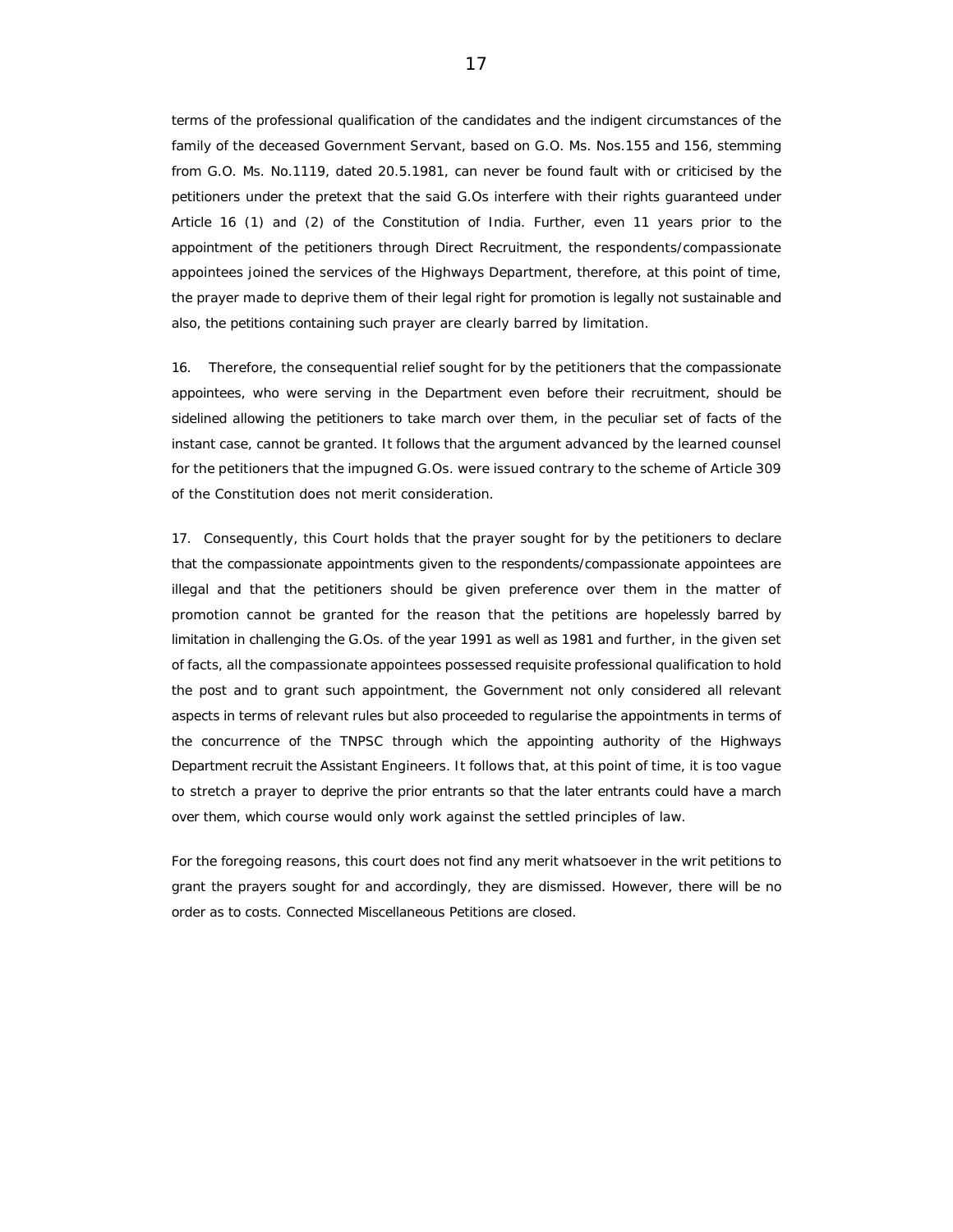terms of the professional qualification of the candidates and the indigent circumstances of the family of the deceased Government Servant, based on G.O. Ms. Nos.155 and 156, stemming from G.O. Ms. No.1119, dated 20.5.1981, can never be found fault with or criticised by the petitioners under the pretext that the said G.Os interfere with their rights guaranteed under Article 16 (1) and (2) of the Constitution of India. Further, even 11 years prior to the appointment of the petitioners through Direct Recruitment, the respondents/compassionate appointees joined the services of the Highways Department, therefore, at this point of time, the prayer made to deprive them of their legal right for promotion is legally not sustainable and also, the petitions containing such prayer are clearly barred by limitation.

16. Therefore, the consequential relief sought for by the petitioners that the compassionate appointees, who were serving in the Department even before their recruitment, should be sidelined allowing the petitioners to take march over them, in the peculiar set of facts of the instant case, cannot be granted. It follows that the argument advanced by the learned counsel for the petitioners that the impugned G.Os. were issued contrary to the scheme of Article 309 of the Constitution does not merit consideration.

17. Consequently, this Court holds that the prayer sought for by the petitioners to declare that the compassionate appointments given to the respondents/compassionate appointees are illegal and that the petitioners should be given preference over them in the matter of promotion cannot be granted for the reason that the petitions are hopelessly barred by limitation in challenging the G.Os. of the year 1991 as well as 1981 and further, in the given set of facts, all the compassionate appointees possessed requisite professional qualification to hold the post and to grant such appointment, the Government not only considered all relevant aspects in terms of relevant rules but also proceeded to regularise the appointments in terms of the concurrence of the TNPSC through which the appointing authority of the Highways Department recruit the Assistant Engineers. It follows that, at this point of time, it is too vague to stretch a prayer to deprive the prior entrants so that the later entrants could have a march over them, which course would only work against the settled principles of law.

For the foregoing reasons, this court does not find any merit whatsoever in the writ petitions to grant the prayers sought for and accordingly, they are dismissed. However, there will be no order as to costs. Connected Miscellaneous Petitions are closed.